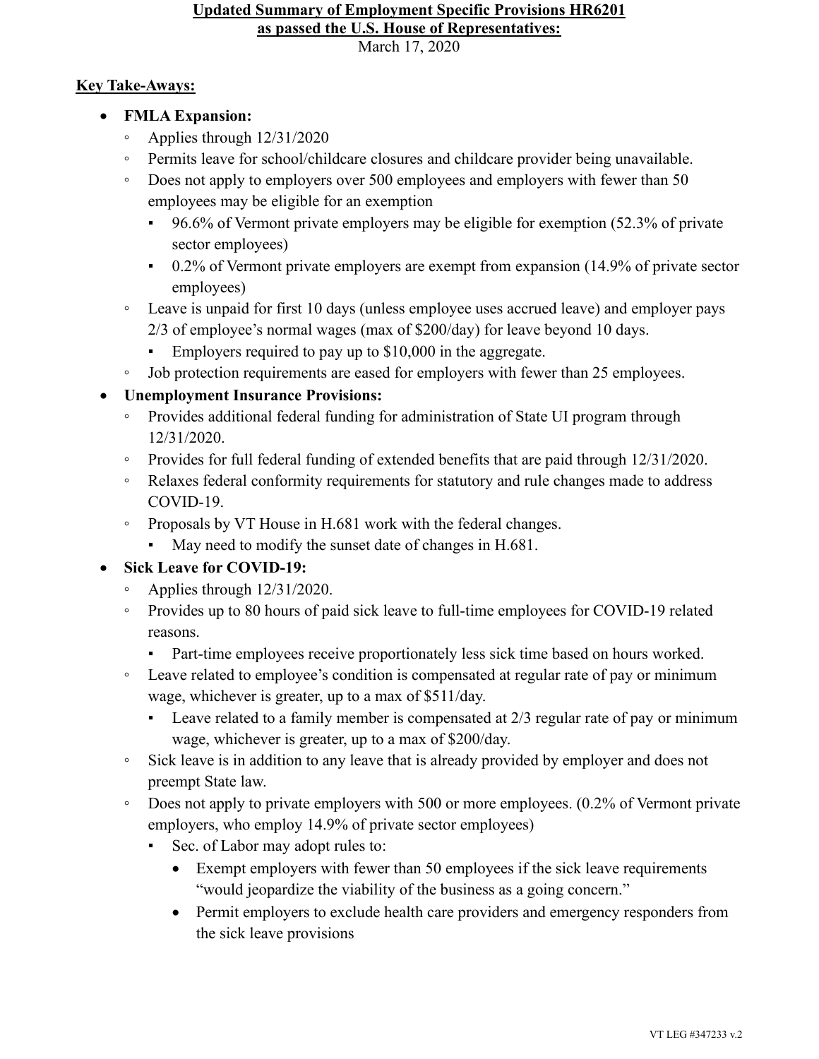**Updated Summary of Employment Specific Provisions HR6201**
**as passed the U.S. House of Representatives:**
March 17, 2020

**Key Take-Aways:**

- **FMLA Expansion:**
  - Applies through 12/31/2020
  - Permits leave for school/childcare closures and childcare provider being unavailable.
  - Does not apply to employers over 500 employees and employers with fewer than 50 employees may be eligible for an exemption
    - 96.6% of Vermont private employers may be eligible for exemption (52.3% of private sector employees)
    - 0.2% of Vermont private employers are exempt from expansion (14.9% of private sector employees)
  - Leave is unpaid for first 10 days (unless employee uses accrued leave) and employer pays 2/3 of employee's normal wages (max of $200/day) for leave beyond 10 days.
    - Employers required to pay up to $10,000 in the aggregate.
  - Job protection requirements are eased for employers with fewer than 25 employees.
- **Unemployment Insurance Provisions:**
  - Provides additional federal funding for administration of State UI program through 12/31/2020.
  - Provides for full federal funding of extended benefits that are paid through 12/31/2020.
  - Relaxes federal conformity requirements for statutory and rule changes made to address COVID-19.
  - Proposals by VT House in H.681 work with the federal changes.
    - May need to modify the sunset date of changes in H.681.
- **Sick Leave for COVID-19:**
  - Applies through 12/31/2020.
  - Provides up to 80 hours of paid sick leave to full-time employees for COVID-19 related reasons.
    - Part-time employees receive proportionately less sick time based on hours worked.
  - Leave related to employee's condition is compensated at regular rate of pay or minimum wage, whichever is greater, up to a max of $511/day.
    - Leave related to a family member is compensated at 2/3 regular rate of pay or minimum wage, whichever is greater, up to a max of $200/day.
  - Sick leave is in addition to any leave that is already provided by employer and does not preempt State law.
  - Does not apply to private employers with 500 or more employees. (0.2% of Vermont private employers, who employ 14.9% of private sector employees)
    - Sec. of Labor may adopt rules to:
      - Exempt employers with fewer than 50 employees if the sick leave requirements "would jeopardize the viability of the business as a going concern."
      - Permit employers to exclude health care providers and emergency responders from the sick leave provisions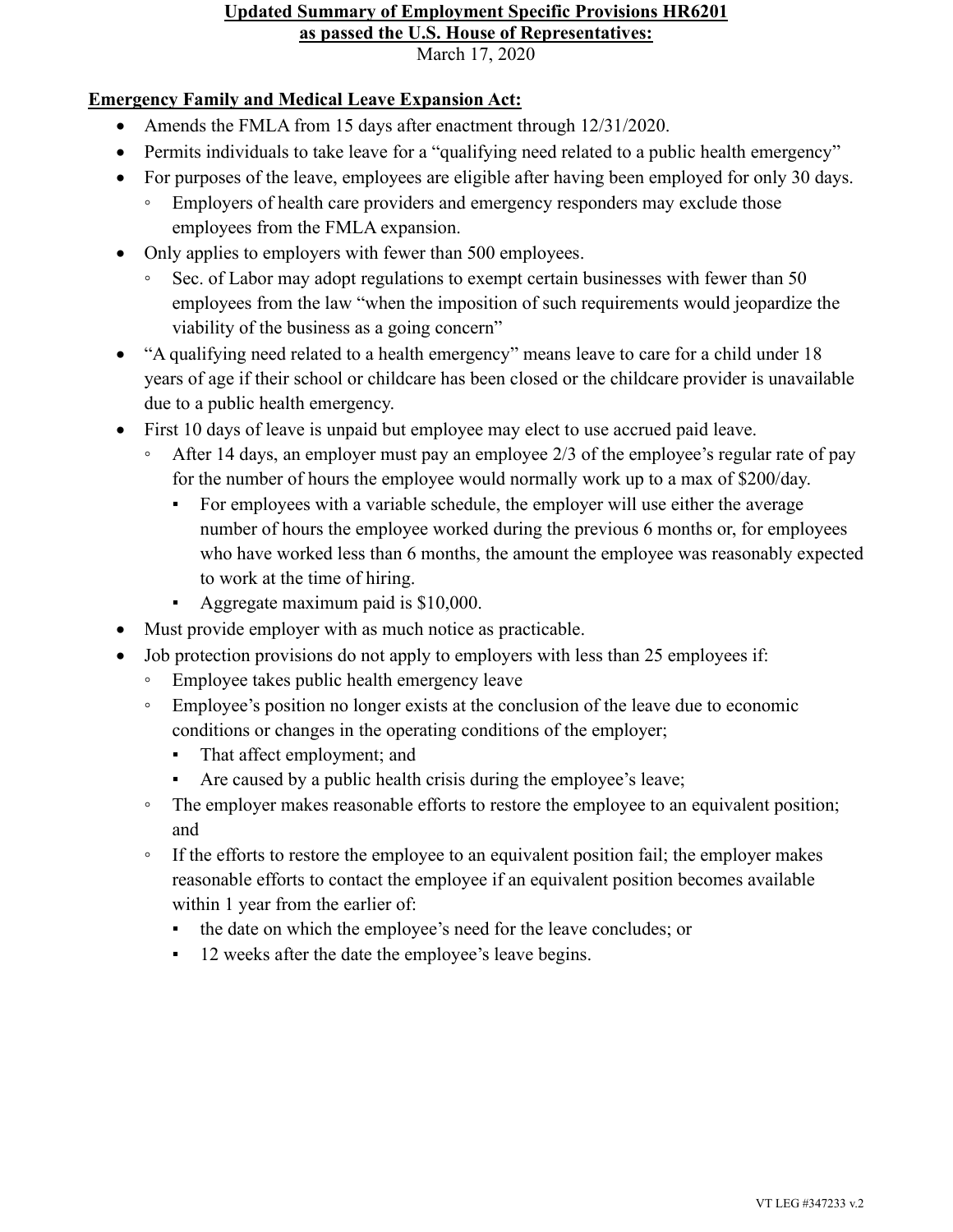**Updated Summary of Employment Specific Provisions HR6201**
**as passed the U.S. House of Representatives:**
March 17, 2020

**Emergency Family and Medical Leave Expansion Act:**

- Amends the FMLA from 15 days after enactment through 12/31/2020.
- Permits individuals to take leave for a "qualifying need related to a public health emergency"
- For purposes of the leave, employees are eligible after having been employed for only 30 days.
  - Employers of health care providers and emergency responders may exclude those employees from the FMLA expansion.
- Only applies to employers with fewer than 500 employees.
  - Sec. of Labor may adopt regulations to exempt certain businesses with fewer than 50 employees from the law "when the imposition of such requirements would jeopardize the viability of the business as a going concern"
- "A qualifying need related to a health emergency" means leave to care for a child under 18 years of age if their school or childcare has been closed or the childcare provider is unavailable due to a public health emergency.
- First 10 days of leave is unpaid but employee may elect to use accrued paid leave.
  - After 14 days, an employer must pay an employee 2/3 of the employee's regular rate of pay for the number of hours the employee would normally work up to a max of $200/day.
    - For employees with a variable schedule, the employer will use either the average number of hours the employee worked during the previous 6 months or, for employees who have worked less than 6 months, the amount the employee was reasonably expected to work at the time of hiring.
    - Aggregate maximum paid is $10,000.
- Must provide employer with as much notice as practicable.
- Job protection provisions do not apply to employers with less than 25 employees if:
  - Employee takes public health emergency leave
  - Employee's position no longer exists at the conclusion of the leave due to economic conditions or changes in the operating conditions of the employer;
    - That affect employment; and
    - Are caused by a public health crisis during the employee's leave;
  - The employer makes reasonable efforts to restore the employee to an equivalent position; and
  - If the efforts to restore the employee to an equivalent position fail; the employer makes reasonable efforts to contact the employee if an equivalent position becomes available within 1 year from the earlier of:
    - the date on which the employee's need for the leave concludes; or
    - 12 weeks after the date the employee's leave begins.

VT LEG #347233 v.2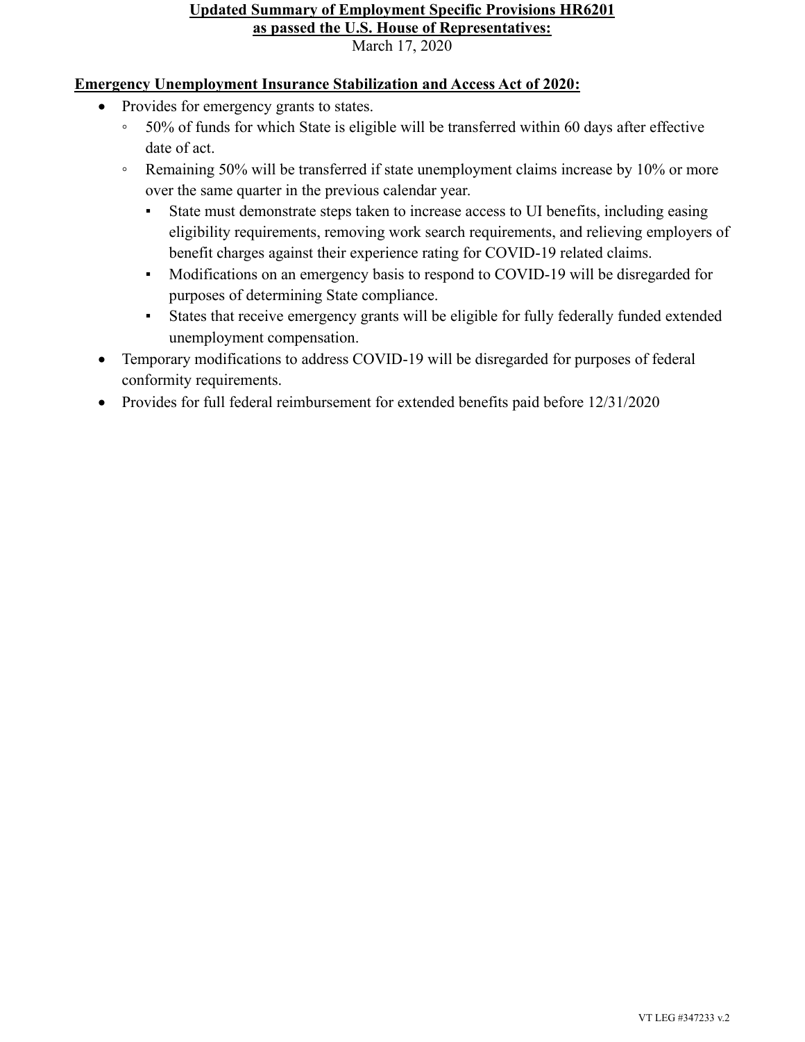**Updated Summary of Employment Specific Provisions HR6201**
**as passed the U.S. House of Representatives:**
March 17, 2020

**Emergency Unemployment Insurance Stabilization and Access Act of 2020:**

- Provides for emergency grants to states.
  - 50% of funds for which State is eligible will be transferred within 60 days after effective date of act.
  - Remaining 50% will be transferred if state unemployment claims increase by 10% or more over the same quarter in the previous calendar year.
    - State must demonstrate steps taken to increase access to UI benefits, including easing eligibility requirements, removing work search requirements, and relieving employers of benefit charges against their experience rating for COVID-19 related claims.
    - Modifications on an emergency basis to respond to COVID-19 will be disregarded for purposes of determining State compliance.
    - States that receive emergency grants will be eligible for fully federally funded extended unemployment compensation.
- Temporary modifications to address COVID-19 will be disregarded for purposes of federal conformity requirements.
- Provides for full federal reimbursement for extended benefits paid before 12/31/2020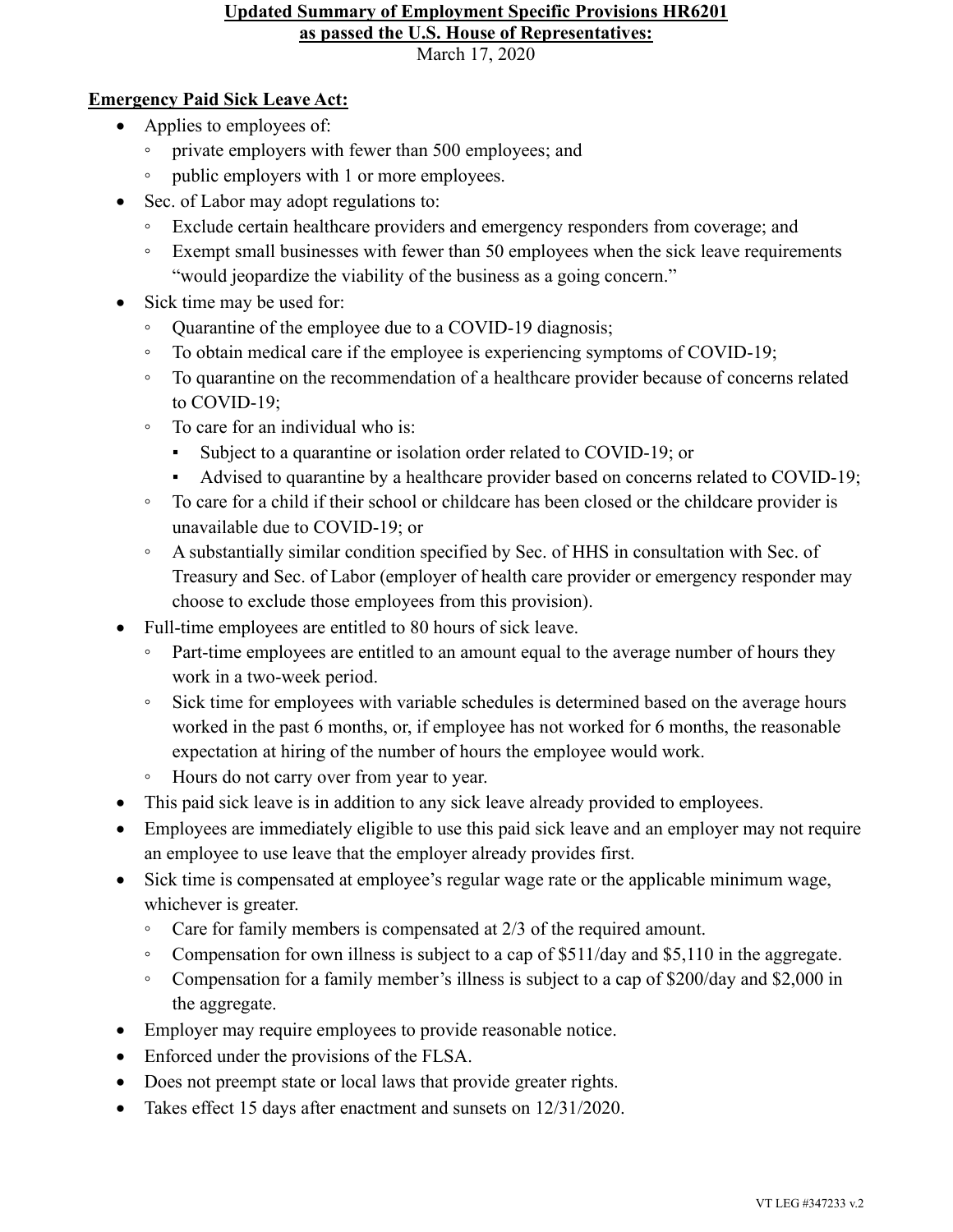**Updated Summary of Employment Specific Provisions HR6201**
**as passed the U.S. House of Representatives:**
March 17, 2020

**Emergency Paid Sick Leave Act:**

- Applies to employees of:
  - private employers with fewer than 500 employees; and
  - public employers with 1 or more employees.
- Sec. of Labor may adopt regulations to:
  - Exclude certain healthcare providers and emergency responders from coverage; and
  - Exempt small businesses with fewer than 50 employees when the sick leave requirements "would jeopardize the viability of the business as a going concern."
- Sick time may be used for:
  - Quarantine of the employee due to a COVID-19 diagnosis;
  - To obtain medical care if the employee is experiencing symptoms of COVID-19;
  - To quarantine on the recommendation of a healthcare provider because of concerns related to COVID-19;
  - To care for an individual who is:
    - Subject to a quarantine or isolation order related to COVID-19; or
    - Advised to quarantine by a healthcare provider based on concerns related to COVID-19;
  - To care for a child if their school or childcare has been closed or the childcare provider is unavailable due to COVID-19; or
  - A substantially similar condition specified by Sec. of HHS in consultation with Sec. of Treasury and Sec. of Labor (employer of health care provider or emergency responder may choose to exclude those employees from this provision).
- Full-time employees are entitled to 80 hours of sick leave.
  - Part-time employees are entitled to an amount equal to the average number of hours they work in a two-week period.
  - Sick time for employees with variable schedules is determined based on the average hours worked in the past 6 months, or, if employee has not worked for 6 months, the reasonable expectation at hiring of the number of hours the employee would work.
  - Hours do not carry over from year to year.
- This paid sick leave is in addition to any sick leave already provided to employees.
- Employees are immediately eligible to use this paid sick leave and an employer may not require an employee to use leave that the employer already provides first.
- Sick time is compensated at employee's regular wage rate or the applicable minimum wage, whichever is greater.
  - Care for family members is compensated at 2/3 of the required amount.
  - Compensation for own illness is subject to a cap of $511/day and $5,110 in the aggregate.
  - Compensation for a family member's illness is subject to a cap of $200/day and $2,000 in the aggregate.
- Employer may require employees to provide reasonable notice.
- Enforced under the provisions of the FLSA.
- Does not preempt state or local laws that provide greater rights.
- Takes effect 15 days after enactment and sunsets on 12/31/2020.

VT LEG #347233 v.2